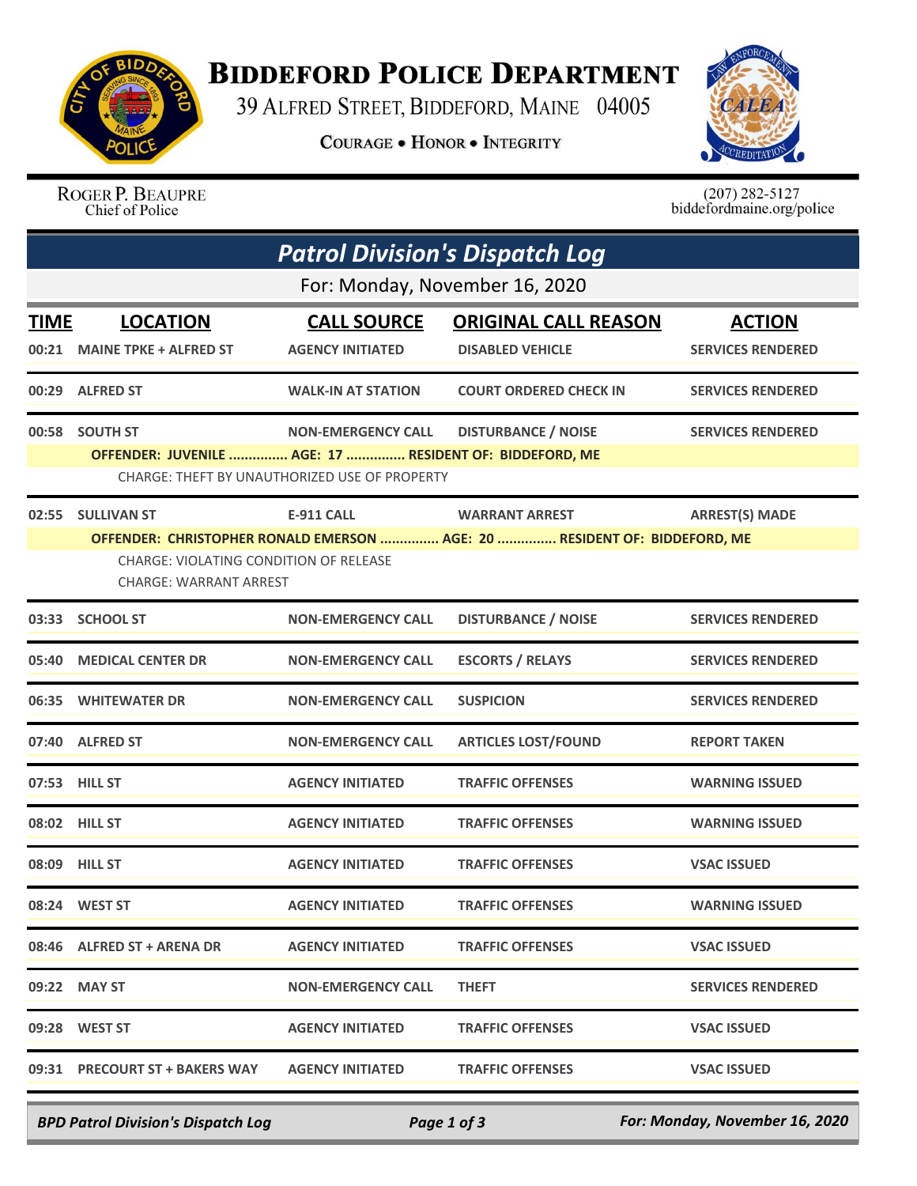# Biddeford Police Department

39 Alfred Street, Biddeford, Maine 04005

**Courage • Honor • Integrity**

Roger P. Beaupre
Chief of Police

(207) 282-5127
biddefordmaine.org/police

## *Patrol Division's Dispatch Log*

For: Monday, November 16, 2020

| TIME | LOCATION | CALL SOURCE | ORIGINAL CALL REASON | ACTION |
|---|---|---|---|---|
| 00:21 | MAINE TPKE + ALFRED ST | AGENCY INITIATED | DISABLED VEHICLE | SERVICES RENDERED |
| 00:29 | ALFRED ST | WALK-IN AT STATION | COURT ORDERED CHECK IN | SERVICES RENDERED |
| 00:58 | SOUTH ST | NON-EMERGENCY CALL | DISTURBANCE / NOISE | SERVICES RENDERED |
| | OFFENDER: JUVENILE ............... AGE: 17 ............... RESIDENT OF: BIDDEFORD, ME<br>CHARGE: THEFT BY UNAUTHORIZED USE OF PROPERTY | | | |
| 02:55 | SULLIVAN ST | E-911 CALL | WARRANT ARREST | ARREST(S) MADE |
| | OFFENDER: CHRISTOPHER RONALD EMERSON ............... AGE: 20 ............... RESIDENT OF: BIDDEFORD, ME<br>CHARGE: VIOLATING CONDITION OF RELEASE<br>CHARGE: WARRANT ARREST | | | |
| 03:33 | SCHOOL ST | NON-EMERGENCY CALL | DISTURBANCE / NOISE | SERVICES RENDERED |
| 05:40 | MEDICAL CENTER DR | NON-EMERGENCY CALL | ESCORTS / RELAYS | SERVICES RENDERED |
| 06:35 | WHITEWATER DR | NON-EMERGENCY CALL | SUSPICION | SERVICES RENDERED |
| 07:40 | ALFRED ST | NON-EMERGENCY CALL | ARTICLES LOST/FOUND | REPORT TAKEN |
| 07:53 | HILL ST | AGENCY INITIATED | TRAFFIC OFFENSES | WARNING ISSUED |
| 08:02 | HILL ST | AGENCY INITIATED | TRAFFIC OFFENSES | WARNING ISSUED |
| 08:09 | HILL ST | AGENCY INITIATED | TRAFFIC OFFENSES | VSAC ISSUED |
| 08:24 | WEST ST | AGENCY INITIATED | TRAFFIC OFFENSES | WARNING ISSUED |
| 08:46 | ALFRED ST + ARENA DR | AGENCY INITIATED | TRAFFIC OFFENSES | VSAC ISSUED |
| 09:22 | MAY ST | NON-EMERGENCY CALL | THEFT | SERVICES RENDERED |
| 09:28 | WEST ST | AGENCY INITIATED | TRAFFIC OFFENSES | VSAC ISSUED |
| 09:31 | PRECOURT ST + BAKERS WAY | AGENCY INITIATED | TRAFFIC OFFENSES | VSAC ISSUED |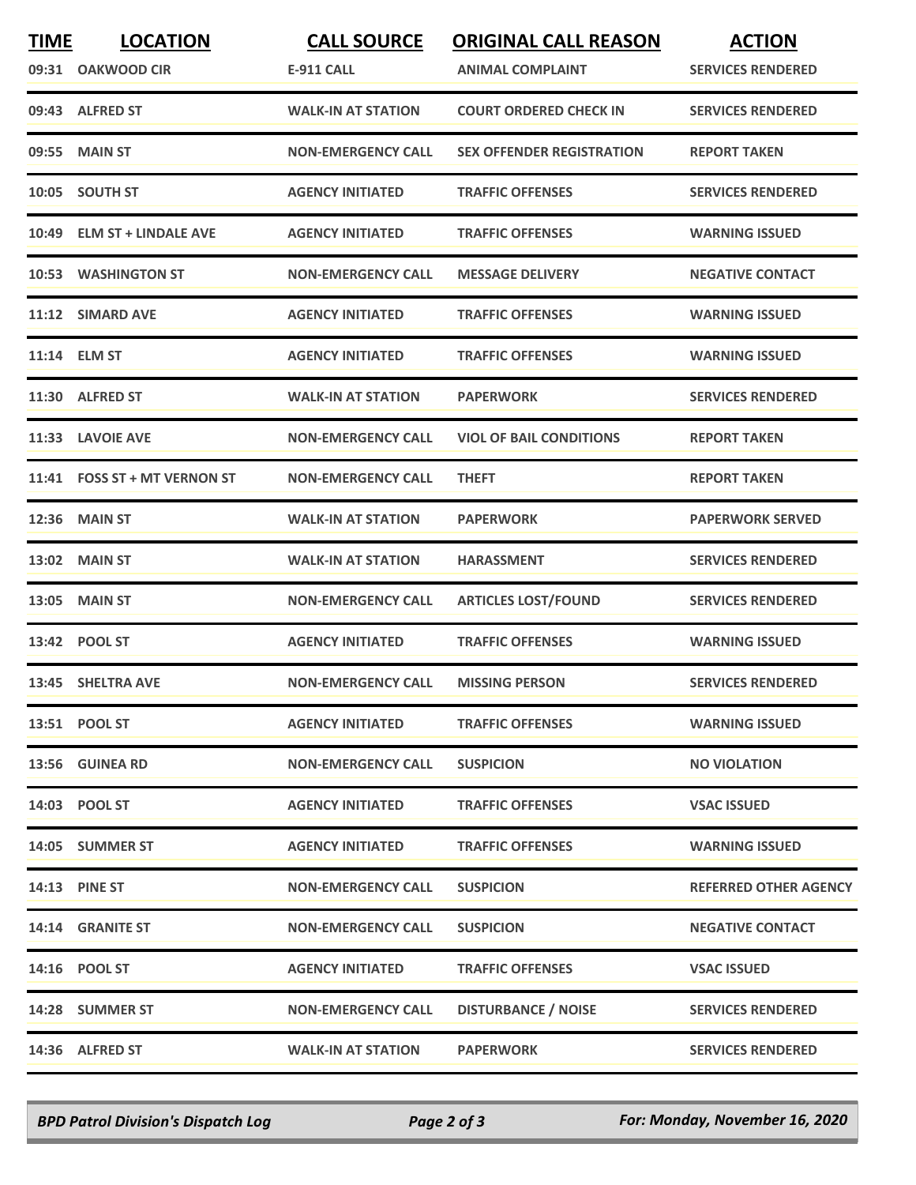| TIME | LOCATION | CALL SOURCE | ORIGINAL CALL REASON | ACTION |
|---|---|---|---|---|
| 09:31 | OAKWOOD CIR | E-911 CALL | ANIMAL COMPLAINT | SERVICES RENDERED |
| 09:43 | ALFRED ST | WALK-IN AT STATION | COURT ORDERED CHECK IN | SERVICES RENDERED |
| 09:55 | MAIN ST | NON-EMERGENCY CALL | SEX OFFENDER REGISTRATION | REPORT TAKEN |
| 10:05 | SOUTH ST | AGENCY INITIATED | TRAFFIC OFFENSES | SERVICES RENDERED |
| 10:49 | ELM ST + LINDALE AVE | AGENCY INITIATED | TRAFFIC OFFENSES | WARNING ISSUED |
| 10:53 | WASHINGTON ST | NON-EMERGENCY CALL | MESSAGE DELIVERY | NEGATIVE CONTACT |
| 11:12 | SIMARD AVE | AGENCY INITIATED | TRAFFIC OFFENSES | WARNING ISSUED |
| 11:14 | ELM ST | AGENCY INITIATED | TRAFFIC OFFENSES | WARNING ISSUED |
| 11:30 | ALFRED ST | WALK-IN AT STATION | PAPERWORK | SERVICES RENDERED |
| 11:33 | LAVOIE AVE | NON-EMERGENCY CALL | VIOL OF BAIL CONDITIONS | REPORT TAKEN |
| 11:41 | FOSS ST + MT VERNON ST | NON-EMERGENCY CALL | THEFT | REPORT TAKEN |
| 12:36 | MAIN ST | WALK-IN AT STATION | PAPERWORK | PAPERWORK SERVED |
| 13:02 | MAIN ST | WALK-IN AT STATION | HARASSMENT | SERVICES RENDERED |
| 13:05 | MAIN ST | NON-EMERGENCY CALL | ARTICLES LOST/FOUND | SERVICES RENDERED |
| 13:42 | POOL ST | AGENCY INITIATED | TRAFFIC OFFENSES | WARNING ISSUED |
| 13:45 | SHELTRA AVE | NON-EMERGENCY CALL | MISSING PERSON | SERVICES RENDERED |
| 13:51 | POOL ST | AGENCY INITIATED | TRAFFIC OFFENSES | WARNING ISSUED |
| 13:56 | GUINEA RD | NON-EMERGENCY CALL | SUSPICION | NO VIOLATION |
| 14:03 | POOL ST | AGENCY INITIATED | TRAFFIC OFFENSES | VSAC ISSUED |
| 14:05 | SUMMER ST | AGENCY INITIATED | TRAFFIC OFFENSES | WARNING ISSUED |
| 14:13 | PINE ST | NON-EMERGENCY CALL | SUSPICION | REFERRED OTHER AGENCY |
| 14:14 | GRANITE ST | NON-EMERGENCY CALL | SUSPICION | NEGATIVE CONTACT |
| 14:16 | POOL ST | AGENCY INITIATED | TRAFFIC OFFENSES | VSAC ISSUED |
| 14:28 | SUMMER ST | NON-EMERGENCY CALL | DISTURBANCE / NOISE | SERVICES RENDERED |
| 14:36 | ALFRED ST | WALK-IN AT STATION | PAPERWORK | SERVICES RENDERED |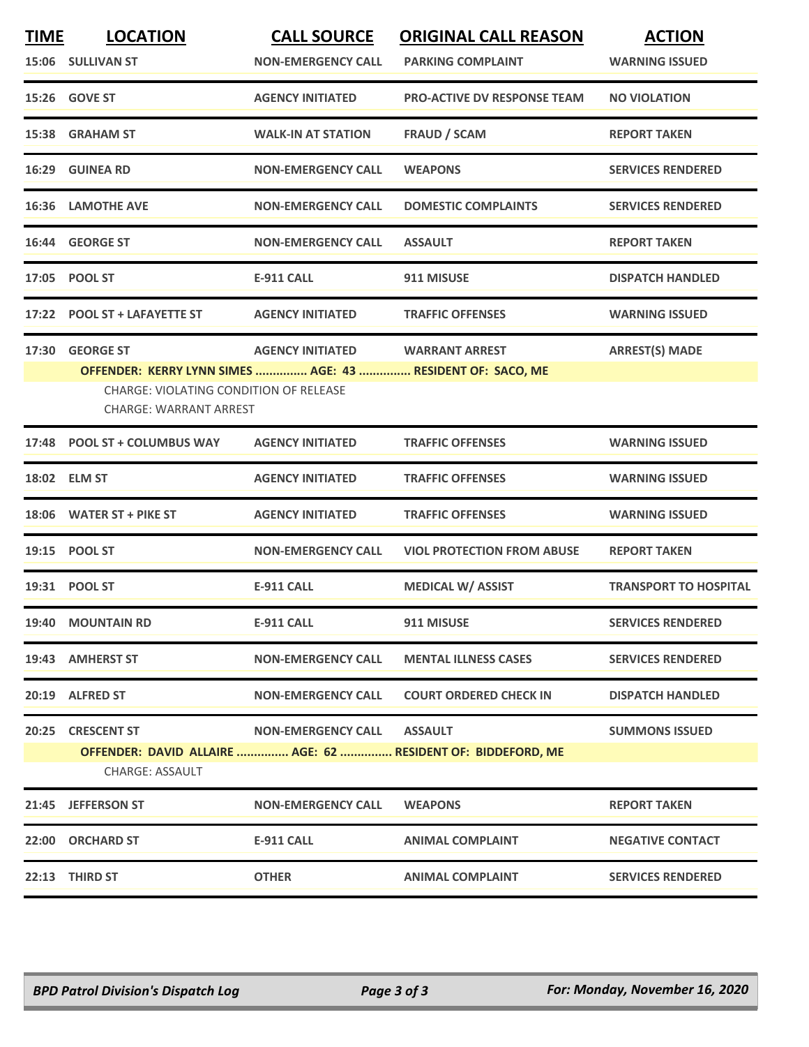| TIME | LOCATION | CALL SOURCE | ORIGINAL CALL REASON | ACTION |
|---|---|---|---|---|
| 15:06 | SULLIVAN ST | NON-EMERGENCY CALL | PARKING COMPLAINT | WARNING ISSUED |
| 15:26 | GOVE ST | AGENCY INITIATED | PRO-ACTIVE DV RESPONSE TEAM | NO VIOLATION |
| 15:38 | GRAHAM ST | WALK-IN AT STATION | FRAUD / SCAM | REPORT TAKEN |
| 16:29 | GUINEA RD | NON-EMERGENCY CALL | WEAPONS | SERVICES RENDERED |
| 16:36 | LAMOTHE AVE | NON-EMERGENCY CALL | DOMESTIC COMPLAINTS | SERVICES RENDERED |
| 16:44 | GEORGE ST | NON-EMERGENCY CALL | ASSAULT | REPORT TAKEN |
| 17:05 | POOL ST | E-911 CALL | 911 MISUSE | DISPATCH HANDLED |
| 17:22 | POOL ST + LAFAYETTE ST | AGENCY INITIATED | TRAFFIC OFFENSES | WARNING ISSUED |
| 17:30 | GEORGE ST | AGENCY INITIATED | WARRANT ARREST | ARREST(S) MADE |
| | OFFENDER: KERRY LYNN SIMES ............... AGE: 43 ............... RESIDENT OF: SACO, ME<br>CHARGE: VIOLATING CONDITION OF RELEASE<br>CHARGE: WARRANT ARREST | | | |
| 17:48 | POOL ST + COLUMBUS WAY | AGENCY INITIATED | TRAFFIC OFFENSES | WARNING ISSUED |
| 18:02 | ELM ST | AGENCY INITIATED | TRAFFIC OFFENSES | WARNING ISSUED |
| 18:06 | WATER ST + PIKE ST | AGENCY INITIATED | TRAFFIC OFFENSES | WARNING ISSUED |
| 19:15 | POOL ST | NON-EMERGENCY CALL | VIOL PROTECTION FROM ABUSE | REPORT TAKEN |
| 19:31 | POOL ST | E-911 CALL | MEDICAL W/ ASSIST | TRANSPORT TO HOSPITAL |
| 19:40 | MOUNTAIN RD | E-911 CALL | 911 MISUSE | SERVICES RENDERED |
| 19:43 | AMHERST ST | NON-EMERGENCY CALL | MENTAL ILLNESS CASES | SERVICES RENDERED |
| 20:19 | ALFRED ST | NON-EMERGENCY CALL | COURT ORDERED CHECK IN | DISPATCH HANDLED |
| 20:25 | CRESCENT ST | NON-EMERGENCY CALL | ASSAULT | SUMMONS ISSUED |
| | OFFENDER: DAVID ALLAIRE ............... AGE: 62 ............... RESIDENT OF: BIDDEFORD, ME<br>CHARGE: ASSAULT | | | |
| 21:45 | JEFFERSON ST | NON-EMERGENCY CALL | WEAPONS | REPORT TAKEN |
| 22:00 | ORCHARD ST | E-911 CALL | ANIMAL COMPLAINT | NEGATIVE CONTACT |
| 22:13 | THIRD ST | OTHER | ANIMAL COMPLAINT | SERVICES RENDERED |